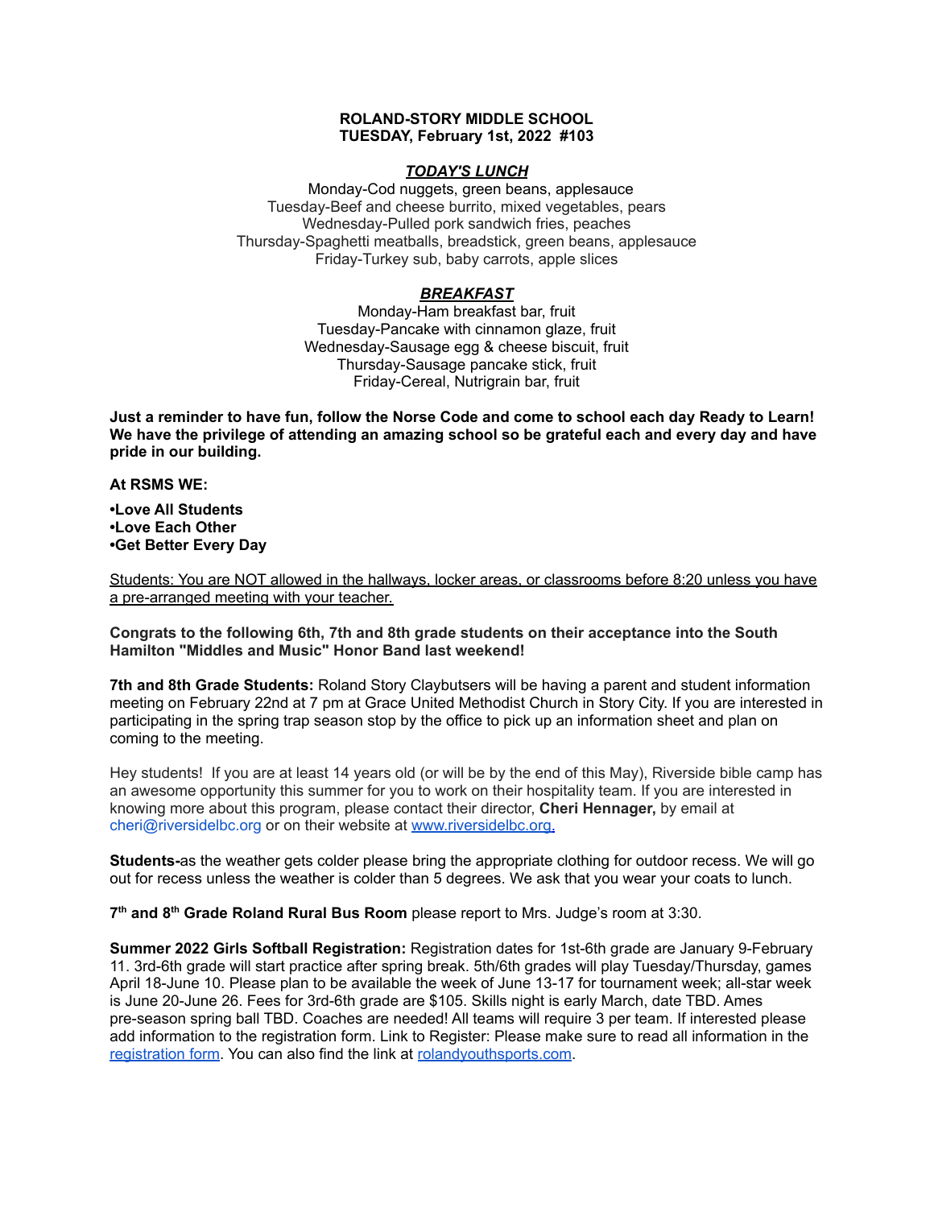# ROLAND-STORY MIDDLE SCHOOL
## TUESDAY, February 1st, 2022 #103

### ***TODAY'S LUNCH***

Monday-Cod nuggets, green beans, applesauce
Tuesday-Beef and cheese burrito, mixed vegetables, pears
Wednesday-Pulled pork sandwich fries, peaches
Thursday-Spaghetti meatballs, breadstick, green beans, applesauce
Friday-Turkey sub, baby carrots, apple slices

### ***BREAKFAST***

Monday-Ham breakfast bar, fruit
Tuesday-Pancake with cinnamon glaze, fruit
Wednesday-Sausage egg & cheese biscuit, fruit
Thursday-Sausage pancake stick, fruit
Friday-Cereal, Nutrigrain bar, fruit

**Just a reminder to have fun, follow the Norse Code and come to school each day Ready to Learn! We have the privilege of attending an amazing school so be grateful each and every day and have pride in our building.**

**At RSMS WE:**

**•Love All Students**
**•Love Each Other**
**•Get Better Every Day**

Students: You are NOT allowed in the hallways, locker areas, or classrooms before 8:20 unless you have a pre-arranged meeting with your teacher.

**Congrats to the following 6th, 7th and 8th grade students on their acceptance into the South Hamilton "Middles and Music" Honor Band last weekend!**

**7th and 8th Grade Students:** Roland Story Claybutsers will be having a parent and student information meeting on February 22nd at 7 pm at Grace United Methodist Church in Story City. If you are interested in participating in the spring trap season stop by the office to pick up an information sheet and plan on coming to the meeting.

Hey students! If you are at least 14 years old (or will be by the end of this May), Riverside bible camp has an awesome opportunity this summer for you to work on their hospitality team. If you are interested in knowing more about this program, please contact their director, **Cheri Hennager,** by email at cheri@riversidelbc.org or on their website at www.riversidelbc.org.

**Students-**as the weather gets colder please bring the appropriate clothing for outdoor recess. We will go out for recess unless the weather is colder than 5 degrees. We ask that you wear your coats to lunch.

**7th and 8th Grade Roland Rural Bus Room** please report to Mrs. Judge's room at 3:30.

**Summer 2022 Girls Softball Registration:** Registration dates for 1st-6th grade are January 9-February 11. 3rd-6th grade will start practice after spring break. 5th/6th grades will play Tuesday/Thursday, games April 18-June 10. Please plan to be available the week of June 13-17 for tournament week; all-star week is June 20-June 26. Fees for 3rd-6th grade are $105. Skills night is early March, date TBD. Ames pre-season spring ball TBD. Coaches are needed! All teams will require 3 per team. If interested please add information to the registration form. Link to Register: Please make sure to read all information in the registration form. You can also find the link at rolandyouthsports.com.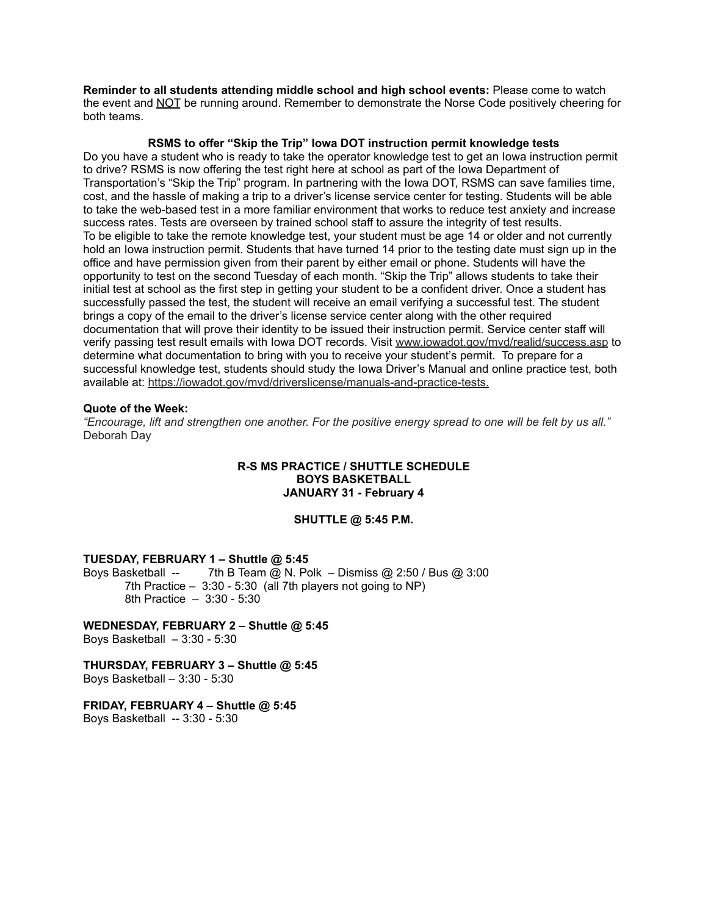**Reminder to all students attending middle school and high school events:** Please come to watch the event and NOT be running around. Remember to demonstrate the Norse Code positively cheering for both teams.

### RSMS to offer "Skip the Trip" Iowa DOT instruction permit knowledge tests

Do you have a student who is ready to take the operator knowledge test to get an Iowa instruction permit to drive? RSMS is now offering the test right here at school as part of the Iowa Department of Transportation's "Skip the Trip" program. In partnering with the Iowa DOT, RSMS can save families time, cost, and the hassle of making a trip to a driver's license service center for testing. Students will be able to take the web-based test in a more familiar environment that works to reduce test anxiety and increase success rates. Tests are overseen by trained school staff to assure the integrity of test results.
To be eligible to take the remote knowledge test, your student must be age 14 or older and not currently hold an Iowa instruction permit. Students that have turned 14 prior to the testing date must sign up in the office and have permission given from their parent by either email or phone. Students will have the opportunity to test on the second Tuesday of each month. "Skip the Trip" allows students to take their initial test at school as the first step in getting your student to be a confident driver. Once a student has successfully passed the test, the student will receive an email verifying a successful test. The student brings a copy of the email to the driver's license service center along with the other required documentation that will prove their identity to be issued their instruction permit. Service center staff will verify passing test result emails with Iowa DOT records. Visit www.iowadot.gov/mvd/realid/success.asp to determine what documentation to bring with you to receive your student's permit. To prepare for a successful knowledge test, students should study the Iowa Driver's Manual and online practice test, both available at: https://iowadot.gov/mvd/driverslicense/manuals-and-practice-tests.

**Quote of the Week:**
*"Encourage, lift and strengthen one another. For the positive energy spread to one will be felt by us all."*
Deborah Day

**R-S MS PRACTICE / SHUTTLE SCHEDULE**
**BOYS BASKETBALL**
**JANUARY 31 - February 4**

**SHUTTLE @ 5:45 P.M.**

**TUESDAY, FEBRUARY 1 – Shuttle @ 5:45**
Boys Basketball -- 7th B Team @ N. Polk – Dismiss @ 2:50 / Bus @ 3:00
7th Practice – 3:30 - 5:30 (all 7th players not going to NP)
8th Practice – 3:30 - 5:30

**WEDNESDAY, FEBRUARY 2 – Shuttle @ 5:45**
Boys Basketball – 3:30 - 5:30

**THURSDAY, FEBRUARY 3 – Shuttle @ 5:45**
Boys Basketball – 3:30 - 5:30

**FRIDAY, FEBRUARY 4 – Shuttle @ 5:45**
Boys Basketball -- 3:30 - 5:30